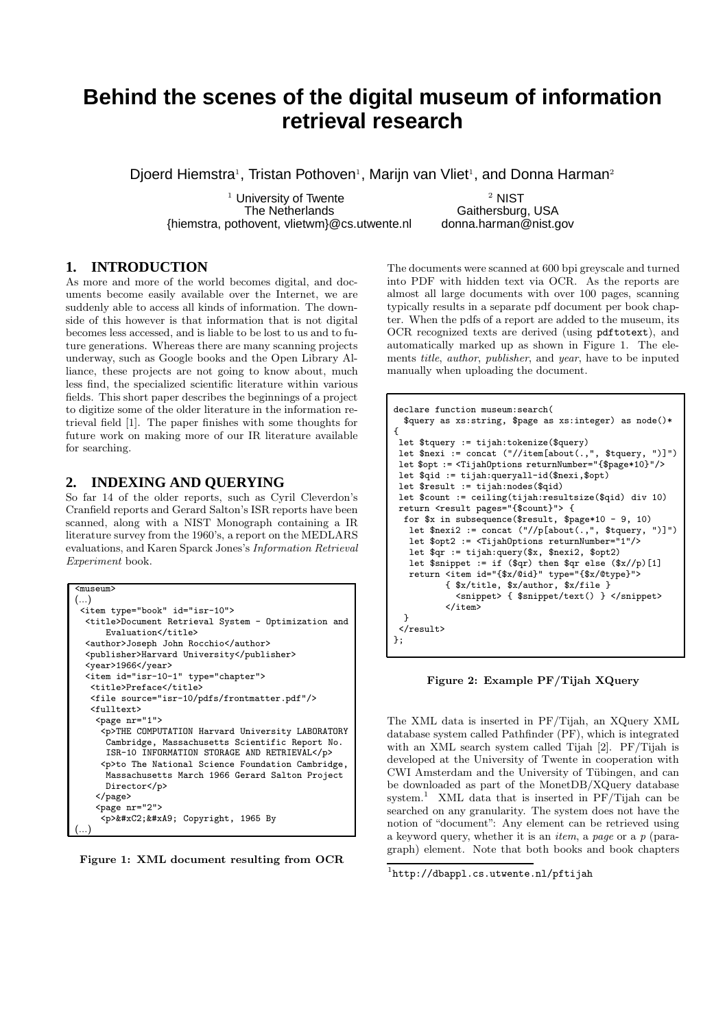# Behind the scenes of the digital museum of information retrieval research

Djoerd Hiemstra[1], Tristan Pothoven[1], Marijn van Vliet[1], and Donna Harman[2]

[1] University of Twente
The Netherlands
{hiemstra, pothovent, vlietwm}@cs.utwente.nl

[2] NIST
Gaithersburg, USA
donna.harman@nist.gov

## 1. INTRODUCTION

As more and more of the world becomes digital, and documents become easily available over the Internet, we are suddenly able to access all kinds of information. The downside of this however is that information that is not digital becomes less accessed, and is liable to be lost to us and to future generations. Whereas there are many scanning projects underway, such as Google books and the Open Library Alliance, these projects are not going to know about, much less find, the specialized scientific literature within various fields. This short paper describes the beginnings of a project to digitize some of the older literature in the information retrieval field [1]. The paper finishes with some thoughts for future work on making more of our IR literature available for searching.

## 2. INDEXING AND QUERYING

So far 14 of the older reports, such as Cyril Cleverdon's Cranfield reports and Gerard Salton's ISR reports have been scanned, along with a NIST Monograph containing a IR literature survey from the 1960's, a report on the MEDLARS evaluations, and Karen Sparck Jones's *Information Retrieval Experiment* book.

```
<museum>
(...)
 <item type="book" id="isr-10">
  <title>Document Retrieval System - Optimization and
      Evaluation</title>
  <author>Joseph John Rocchio</author>
  <publisher>Harvard University</publisher>
  <year>1966</year>
  <item id="isr-10-1" type="chapter">
   <title>Preface</title>
   <file source="isr-10/pdfs/frontmatter.pdf"/>
   <fulltext>
    <page nr="1">
     <p>THE COMPUTATION Harvard University LABORATORY
      Cambridge, Massachusetts Scientific Report No.
      ISR-10 INFORMATION STORAGE AND RETRIEVAL</p>
     <p>to The National Science Foundation Cambridge,
      Massachusetts March 1966 Gerard Salton Project
      Director</p>
    </page>
    <page nr="2">
     <p>&#xC2;&#xA9; Copyright, 1965 By
(...)
```

**Figure 1: XML document resulting from OCR**

The documents were scanned at 600 bpi greyscale and turned into PDF with hidden text via OCR. As the reports are almost all large documents with over 100 pages, scanning typically results in a separate pdf document per book chapter. When the pdfs of a report are added to the museum, its OCR recognized texts are derived (using `pdftotext`), and automatically marked up as shown in Figure 1. The elements *title*, *author*, *publisher*, and *year*, have to be inputed manually when uploading the document.

```
declare function museum:search(
  $query as xs:string, $page as xs:integer) as node()*
{
 let $tquery := tijah:tokenize($query)
 let $nexi := concat ("//item[about(.,", $tquery, ")]")
 let $opt := <TijahOptions returnNumber="{$page*10}"/>
 let $qid := tijah:queryall-id($nexi,$opt)
 let $result := tijah:nodes($qid)
 let $count := ceiling(tijah:resultsize($qid) div 10)
 return <result pages="{$count}"> {
  for $x in subsequence($result, $page*10 - 9, 10)
   let $nexi2 := concat ("//p[about(.,", $tquery, ")]")
   let $opt2 := <TijahOptions returnNumber="1"/>
   let $qr := tijah:query($x, $nexi2, $opt2)
   let $snippet := if ($qr) then $qr else ($x//p)[1]
   return <item id="{$x/@id}" type="{$x/@type}">
          { $x/title, $x/author, $x/file }
            <snippet> { $snippet/text() } </snippet>
          </item>
  }
 </result>
};
```

**Figure 2: Example PF/Tijah XQuery**

The XML data is inserted in PF/Tijah, an XQuery XML database system called Pathfinder (PF), which is integrated with an XML search system called Tijah [2]. PF/Tijah is developed at the University of Twente in cooperation with CWI Amsterdam and the University of Tübingen, and can be downloaded as part of the MonetDB/XQuery database system.[1] XML data that is inserted in PF/Tijah can be searched on any granularity. The system does not have the notion of "document": Any element can be retrieved using a keyword query, whether it is an *item*, a *page* or a *p* (paragraph) element. Note that both books and book chapters

[1] http://dbappl.cs.utwente.nl/pftijah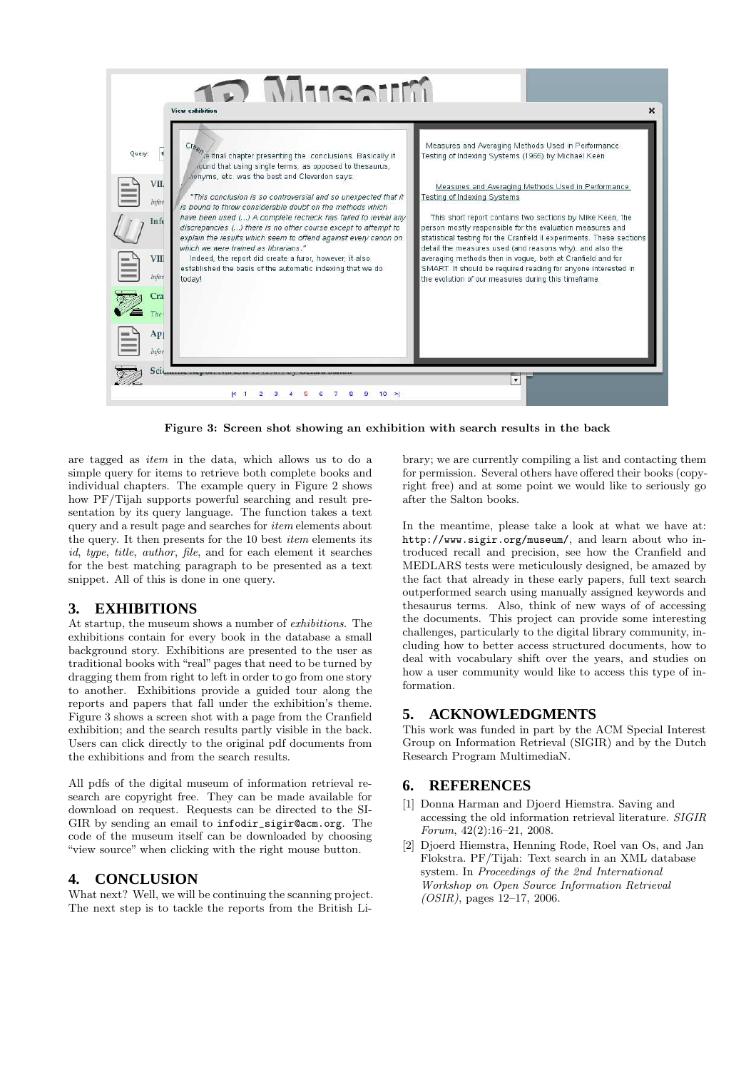Figure 3: Screen shot showing an exhibition with search results in the back

are tagged as *item* in the data, which allows us to do a simple query for items to retrieve both complete books and individual chapters. The example query in Figure 2 shows how PF/Tijah supports powerful searching and result presentation by its query language. The function takes a text query and a result page and searches for *item* elements about the query. It then presents for the 10 best *item* elements its *id*, *type*, *title*, *author*, *file*, and for each element it searches for the best matching paragraph to be presented as a text snippet. All of this is done in one query.

## 3. EXHIBITIONS

At startup, the museum shows a number of *exhibitions*. The exhibitions contain for every book in the database a small background story. Exhibitions are presented to the user as traditional books with "real" pages that need to be turned by dragging them from right to left in order to go from one story to another. Exhibitions provide a guided tour along the reports and papers that fall under the exhibition's theme. Figure 3 shows a screen shot with a page from the Cranfield exhibition; and the search results partly visible in the back. Users can click directly to the original pdf documents from the exhibitions and from the search results.

All pdfs of the digital museum of information retrieval research are copyright free. They can be made available for download on request. Requests can be directed to the SIGIR by sending an email to `infodir_sigir@acm.org`. The code of the museum itself can be downloaded by choosing "view source" when clicking with the right mouse button.

## 4. CONCLUSION

What next? Well, we will be continuing the scanning project. The next step is to tackle the reports from the British Library; we are currently compiling a list and contacting them for permission. Several others have offered their books (copyright free) and at some point we would like to seriously go after the Salton books.

In the meantime, please take a look at what we have at: `http://www.sigir.org/museum/`, and learn about who introduced recall and precision, see how the Cranfield and MEDLARS tests were meticulously designed, be amazed by the fact that already in these early papers, full text search outperformed search using manually assigned keywords and thesaurus terms. Also, think of new ways of of accessing the documents. This project can provide some interesting challenges, particularly to the digital library community, including how to better access structured documents, how to deal with vocabulary shift over the years, and studies on how a user community would like to access this type of information.

## 5. ACKNOWLEDGMENTS

This work was funded in part by the ACM Special Interest Group on Information Retrieval (SIGIR) and by the Dutch Research Program MultimediaN.

## 6. REFERENCES

[1] Donna Harman and Djoerd Hiemstra. Saving and accessing the old information retrieval literature. *SIGIR Forum*, 42(2):16–21, 2008.

[2] Djoerd Hiemstra, Henning Rode, Roel van Os, and Jan Flokstra. PF/Tijah: Text search in an XML database system. In *Proceedings of the 2nd International Workshop on Open Source Information Retrieval (OSIR)*, pages 12–17, 2006.